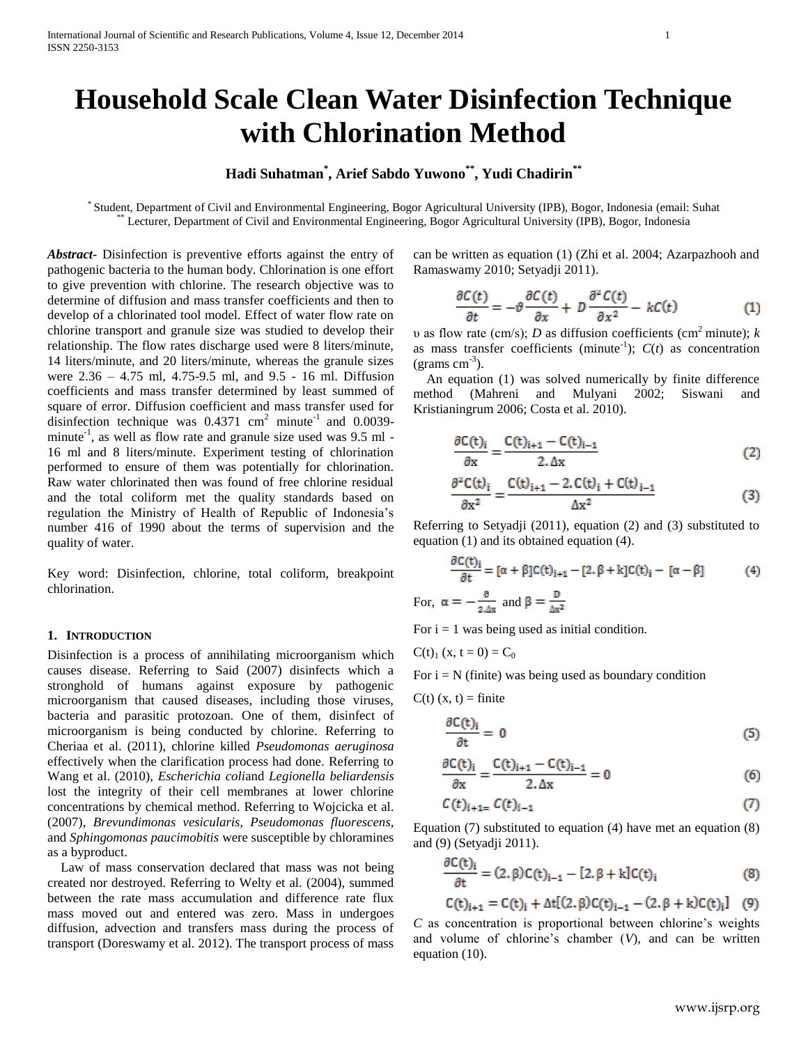# Household Scale Clean Water Disinfection Technique with Chlorination Method

**Hadi Suhatman[*], Arief Sabdo Yuwono[**], Yudi Chadirin[**]**

[*] Student, Department of Civil and Environmental Engineering, Bogor Agricultural University (IPB), Bogor, Indonesia (email: Suhat
[**] Lecturer, Department of Civil and Environmental Engineering, Bogor Agricultural University (IPB), Bogor, Indonesia

***Abstract-*** Disinfection is preventive efforts against the entry of pathogenic bacteria to the human body. Chlorination is one effort to give prevention with chlorine. The research objective was to determine of diffusion and mass transfer coefficients and then to develop of a chlorinated tool model. Effect of water flow rate on chlorine transport and granule size was studied to develop their relationship. The flow rates discharge used were 8 liters/minute, 14 liters/minute, and 20 liters/minute, whereas the granule sizes were 2.36 – 4.75 ml, 4.75-9.5 ml, and 9.5 - 16 ml. Diffusion coefficients and mass transfer determined by least summed of square of error. Diffusion coefficient and mass transfer used for disinfection technique was 0.4371 $cm^2$ $minute^{-1}$ and 0.0039-$minute^{-1}$, as well as flow rate and granule size used was 9.5 ml - 16 ml and 8 liters/minute. Experiment testing of chlorination performed to ensure of them was potentially for chlorination. Raw water chlorinated then was found of free chlorine residual and the total coliform met the quality standards based on regulation the Ministry of Health of Republic of Indonesia's number 416 of 1990 about the terms of supervision and the quality of water.

Key word: Disinfection, chlorine, total coliform, breakpoint chlorination.

## 1. Introduction

Disinfection is a process of annihilating microorganism which causes disease. Referring to Said (2007) disinfects which a stronghold of humans against exposure by pathogenic microorganism that caused diseases, including those viruses, bacteria and parasitic protozoan. One of them, disinfect of microorganism is being conducted by chlorine. Referring to Cheriaa et al. (2011), chlorine killed *Pseudomonas aeruginosa* effectively when the clarification process had done. Referring to Wang et al. (2010), *Escherichia coli*and *Legionella beliardensis* lost the integrity of their cell membranes at lower chlorine concentrations by chemical method. Referring to Wojcicka et al. (2007), *Brevundimonas vesicularis, Pseudomonas fluorescens,* and *Sphingomonas paucimobitis* were susceptible by chloramines as a byproduct.

Law of mass conservation declared that mass was not being created nor destroyed. Referring to Welty et al. (2004), summed between the rate mass accumulation and difference rate flux mass moved out and entered was zero. Mass in undergoes diffusion, advection and transfers mass during the process of transport (Doreswamy et al. 2012). The transport process of mass can be written as equation (1) (Zhi et al. 2004; Azarpazhooh and Ramaswamy 2010; Setyadji 2011).

$$\frac{\partial C(t)}{\partial t} = -\vartheta \frac{\partial C(t)}{\partial x} + D\frac{\partial^2 C(t)}{\partial x^2} - kC(t) \quad (1)$$

$\upsilon$ as flow rate (cm/s); $D$ as diffusion coefficients ($cm^2$ minute); $k$ as mass transfer coefficients ($minute^{-1}$); $C(t)$ as concentration (grams $cm^{-3}$).

An equation (1) was solved numerically by finite difference method (Mahreni and Mulyani 2002; Siswani and Kristianingrum 2006; Costa et al. 2010).

$$\frac{\partial C(t)_i}{\partial x} = \frac{C(t)_{i+1} - C(t)_{i-1}}{2.\Delta x} \quad (2)$$

$$\frac{\partial^2 C(t)_i}{\partial x^2} = \frac{C(t)_{i+1} - 2.C(t)_i + C(t)_{i-1}}{\Delta x^2} \quad (3)$$

Referring to Setyadji (2011), equation (2) and (3) substituted to equation (1) and its obtained equation (4).

$$\frac{\partial C(t)_i}{\partial t} = [\alpha + \beta]C(t)_{i+1} - [2.\beta + k]C(t)_i - [\alpha - \beta] \quad (4)$$

For, $\alpha = -\frac{\vartheta}{2.\Delta x}$ and $\beta = \frac{D}{\Delta x^2}$

For i = 1 was being used as initial condition.

$C(t)_1 (x, t = 0) = C_0$

For i = N (finite) was being used as boundary condition

$C(t) (x, t) =$ finite

$$\frac{\partial C(t)_i}{\partial t} = 0 \quad (5)$$

$$\frac{\partial C(t)_i}{\partial x} = \frac{C(t)_{i+1} - C(t)_{i-1}}{2.\Delta x} = 0 \quad (6)$$

$$C(t)_{i+1} = C(t)_{i-1} \quad (7)$$

Equation (7) substituted to equation (4) have met an equation (8) and (9) (Setyadji 2011).

$$\frac{\partial C(t)_i}{\partial t} = (2.\beta)C(t)_{i-1} - [2.\beta + k]C(t)_i \quad (8)$$

$$C(t)_{i+1} = C(t)_i + \Delta t[(2.\beta)C(t)_{i-1} - (2.\beta + k)C(t)_i] \quad (9)$$

$C$ as concentration is proportional between chlorine's weights and volume of chlorine's chamber ($V$), and can be written equation (10).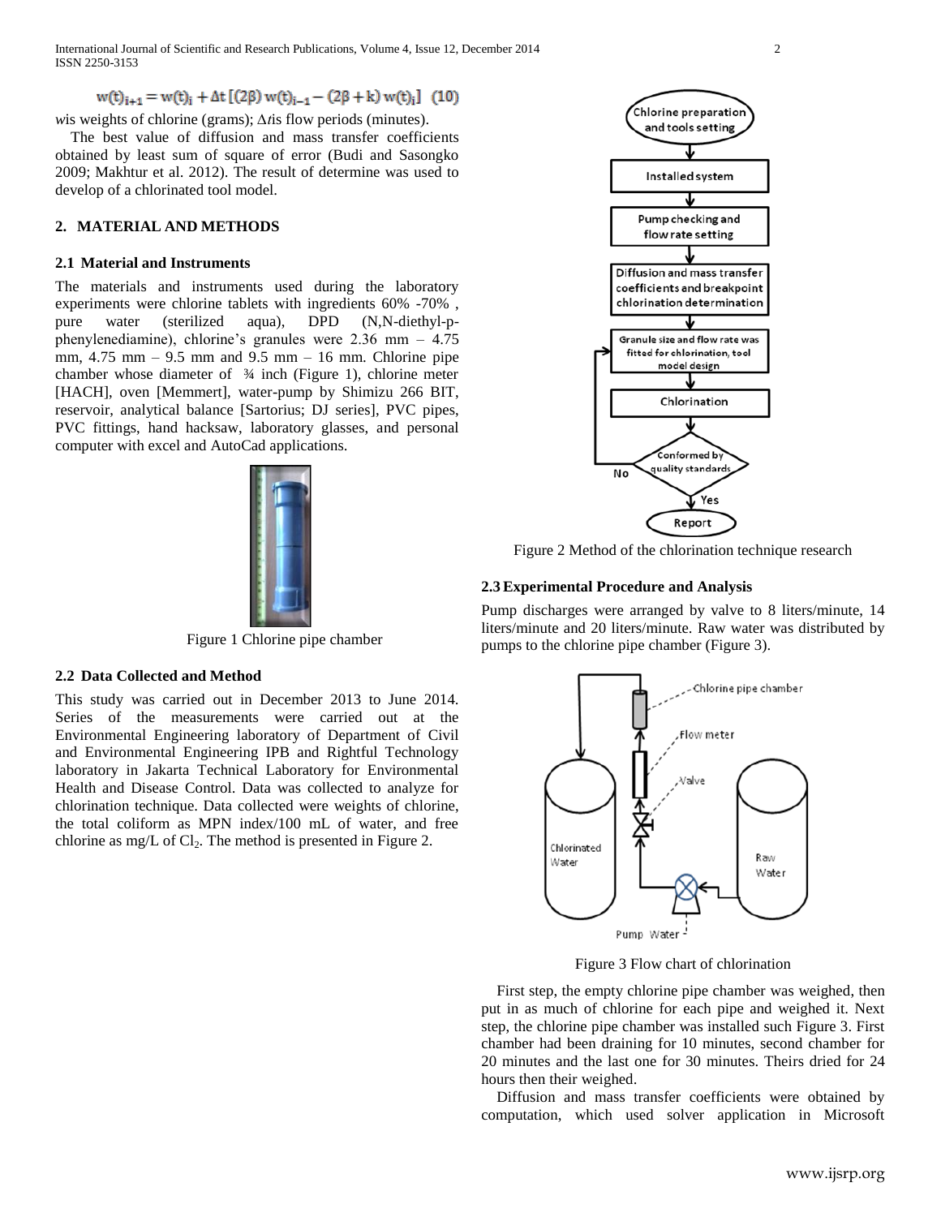$$w(t)_{i+1} = w(t)_i + \Delta t\,[(2\beta)\,w(t)_{i-1} - (2\beta + k)\,w(t)_i] \quad (10)$$

*w* is weights of chlorine (grams); $\Delta t$ is flow periods (minutes).

The best value of diffusion and mass transfer coefficients obtained by least sum of square of error (Budi and Sasongko 2009; Makhtur et al. 2012). The result of determine was used to develop of a chlorinated tool model.

## 2. MATERIAL AND METHODS

### 2.1 Material and Instruments

The materials and instruments used during the laboratory experiments were chlorine tablets with ingredients 60% -70% , pure water (sterilized aqua), DPD (N,N-diethyl-p-phenylenediamine), chlorine's granules were 2.36 mm – 4.75 mm, 4.75 mm – 9.5 mm and 9.5 mm – 16 mm. Chlorine pipe chamber whose diameter of ¾ inch (Figure 1), chlorine meter [HACH], oven [Memmert], water-pump by Shimizu 266 BIT, reservoir, analytical balance [Sartorius; DJ series], PVC pipes, PVC fittings, hand hacksaw, laboratory glasses, and personal computer with excel and AutoCad applications.

Figure 1 Chlorine pipe chamber

### 2.2 Data Collected and Method

This study was carried out in December 2013 to June 2014. Series of the measurements were carried out at the Environmental Engineering laboratory of Department of Civil and Environmental Engineering IPB and Rightful Technology laboratory in Jakarta Technical Laboratory for Environmental Health and Disease Control. Data was collected to analyze for chlorination technique. Data collected were weights of chlorine, the total coliform as MPN index/100 mL of water, and free chlorine as mg/L of $Cl_2$. The method is presented in Figure 2.

Figure 2 Method of the chlorination technique research

### 2.3 Experimental Procedure and Analysis

Pump discharges were arranged by valve to 8 liters/minute, 14 liters/minute and 20 liters/minute. Raw water was distributed by pumps to the chlorine pipe chamber (Figure 3).

Figure 3 Flow chart of chlorination

First step, the empty chlorine pipe chamber was weighed, then put in as much of chlorine for each pipe and weighed it. Next step, the chlorine pipe chamber was installed such Figure 3. First chamber had been draining for 10 minutes, second chamber for 20 minutes and the last one for 30 minutes. Theirs dried for 24 hours then their weighed.

Diffusion and mass transfer coefficients were obtained by computation, which used solver application in Microsoft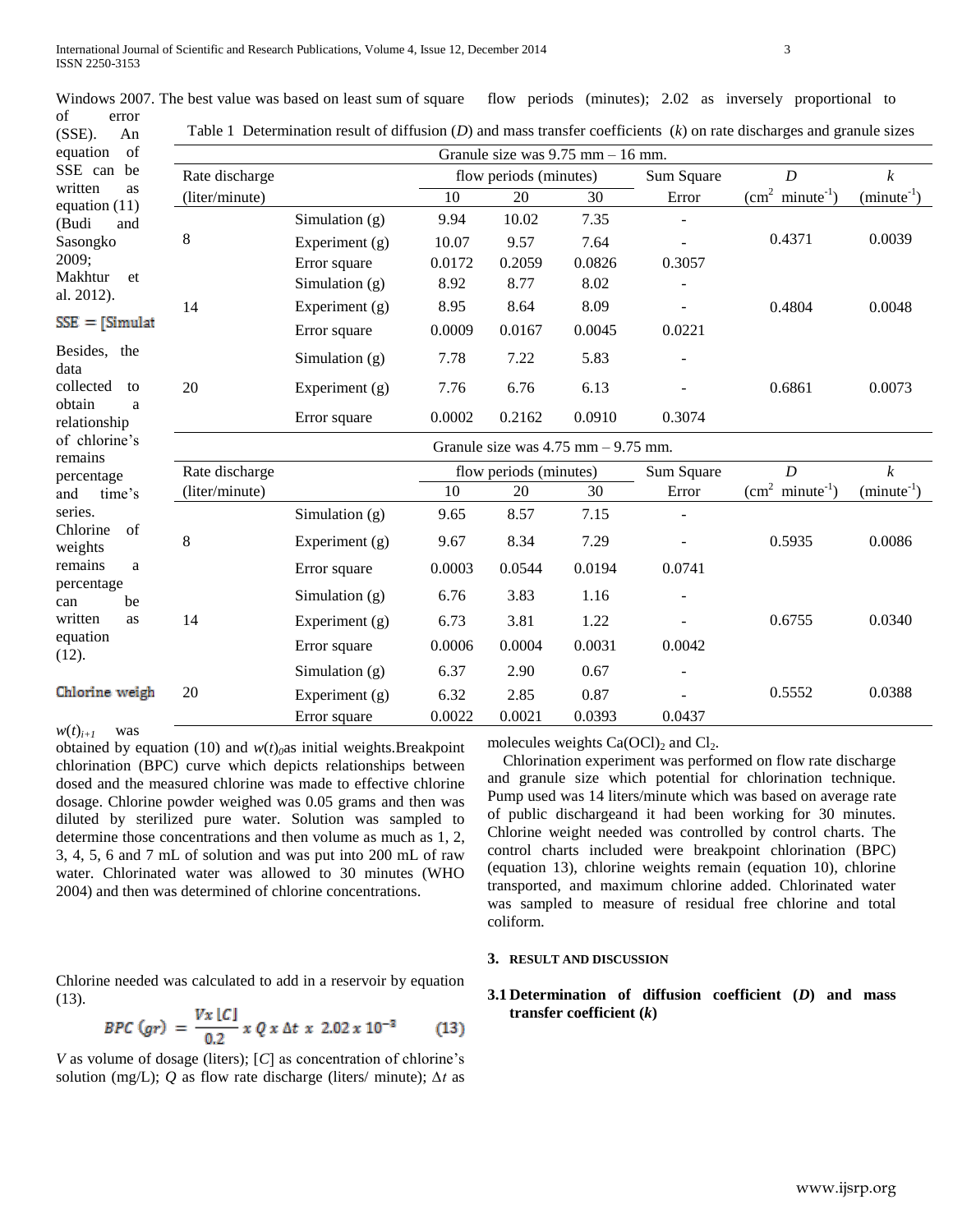Windows 2007. The best value was based on least sum of square of error (SSE). An equation of SSE can be written as equation (11) (Budi and Sasongko 2009; Makhtur et al. 2012).

$SSE = [Simulat$

Besides, the data collected to obtain a relationship of chlorine's remains percentage and time's series. Chlorine of weights remains a percentage can be written as equation (12).

Chlorine weigh

Table 1 Determination result of diffusion (*D*) and mass transfer coefficients (*k*) on rate discharges and granule sizes

| Granule size was 9.75 mm – 16 mm. | | | | | | | |
|---|---|---|---|---|---|---|---|
| Rate discharge (liter/minute) | | flow periods (minutes) | | | Sum Square Error | *D* ($cm^2$ $minute^{-1}$) | *k* ($minute^{-1}$) |
| | | 10 | 20 | 30 | | | |
| 8 | Simulation (g) | 9.94 | 10.02 | 7.35 | - | 0.4371 | 0.0039 |
| | Experiment (g) | 10.07 | 9.57 | 7.64 | - | | |
| | Error square | 0.0172 | 0.2059 | 0.0826 | 0.3057 | | |
| 14 | Simulation (g) | 8.92 | 8.77 | 8.02 | - | 0.4804 | 0.0048 |
| | Experiment (g) | 8.95 | 8.64 | 8.09 | - | | |
| | Error square | 0.0009 | 0.0167 | 0.0045 | 0.0221 | | |
| 20 | Simulation (g) | 7.78 | 7.22 | 5.83 | - | 0.6861 | 0.0073 |
| | Experiment (g) | 7.76 | 6.76 | 6.13 | - | | |
| | Error square | 0.0002 | 0.2162 | 0.0910 | 0.3074 | | |
| **Granule size was 4.75 mm – 9.75 mm.** | | | | | | | |
| Rate discharge (liter/minute) | | flow periods (minutes) | | | Sum Square Error | *D* ($cm^2$ $minute^{-1}$) | *k* ($minute^{-1}$) |
| | | 10 | 20 | 30 | | | |
| 8 | Simulation (g) | 9.65 | 8.57 | 7.15 | - | 0.5935 | 0.0086 |
| | Experiment (g) | 9.67 | 8.34 | 7.29 | - | | |
| | Error square | 0.0003 | 0.0544 | 0.0194 | 0.0741 | | |
| 14 | Simulation (g) | 6.76 | 3.83 | 1.16 | - | 0.6755 | 0.0340 |
| | Experiment (g) | 6.73 | 3.81 | 1.22 | - | | |
| | Error square | 0.0006 | 0.0004 | 0.0031 | 0.0042 | | |
| 20 | Simulation (g) | 6.37 | 2.90 | 0.67 | - | 0.5552 | 0.0388 |
| | Experiment (g) | 6.32 | 2.85 | 0.87 | - | | |
| | Error square | 0.0022 | 0.0021 | 0.0393 | 0.0437 | | |

$w(t)_{i+1}$ was obtained by equation (10) and $w(t)_0$as initial weights.Breakpoint chlorination (BPC) curve which depicts relationships between dosed and the measured chlorine was made to effective chlorine dosage. Chlorine powder weighed was 0.05 grams and then was diluted by sterilized pure water. Solution was sampled to determine those concentrations and then volume as much as 1, 2, 3, 4, 5, 6 and 7 mL of solution and was put into 200 mL of raw water. Chlorinated water was allowed to 30 minutes (WHO 2004) and then was determined of chlorine concentrations.

Chlorine needed was calculated to add in a reservoir by equation (13).

$$BPC\ (gr) = \frac{V x\ [C]}{0.2}\ x\ Q\ x\ \Delta t\ x\ 2.02 \times 10^{-3} \qquad (13)$$

*V* as volume of dosage (liters); [*C*] as concentration of chlorine's solution (mg/L); *Q* as flow rate discharge (liters/ minute); $\Delta t$ as flow periods (minutes); 2.02 as inversely proportional to molecules weights $Ca(OCl)_2$ and $Cl_2$.

Chlorination experiment was performed on flow rate discharge and granule size which potential for chlorination technique. Pump used was 14 liters/minute which was based on average rate of public dischargeand it had been working for 30 minutes. Chlorine weight needed was controlled by control charts. The control charts included were breakpoint chlorination (BPC) (equation 13), chlorine weights remain (equation 10), chlorine transported, and maximum chlorine added. Chlorinated water was sampled to measure of residual free chlorine and total coliform.

## 3. RESULT AND DISCUSSION

### 3.1 Determination of diffusion coefficient (*D*) and mass transfer coefficient (*k*)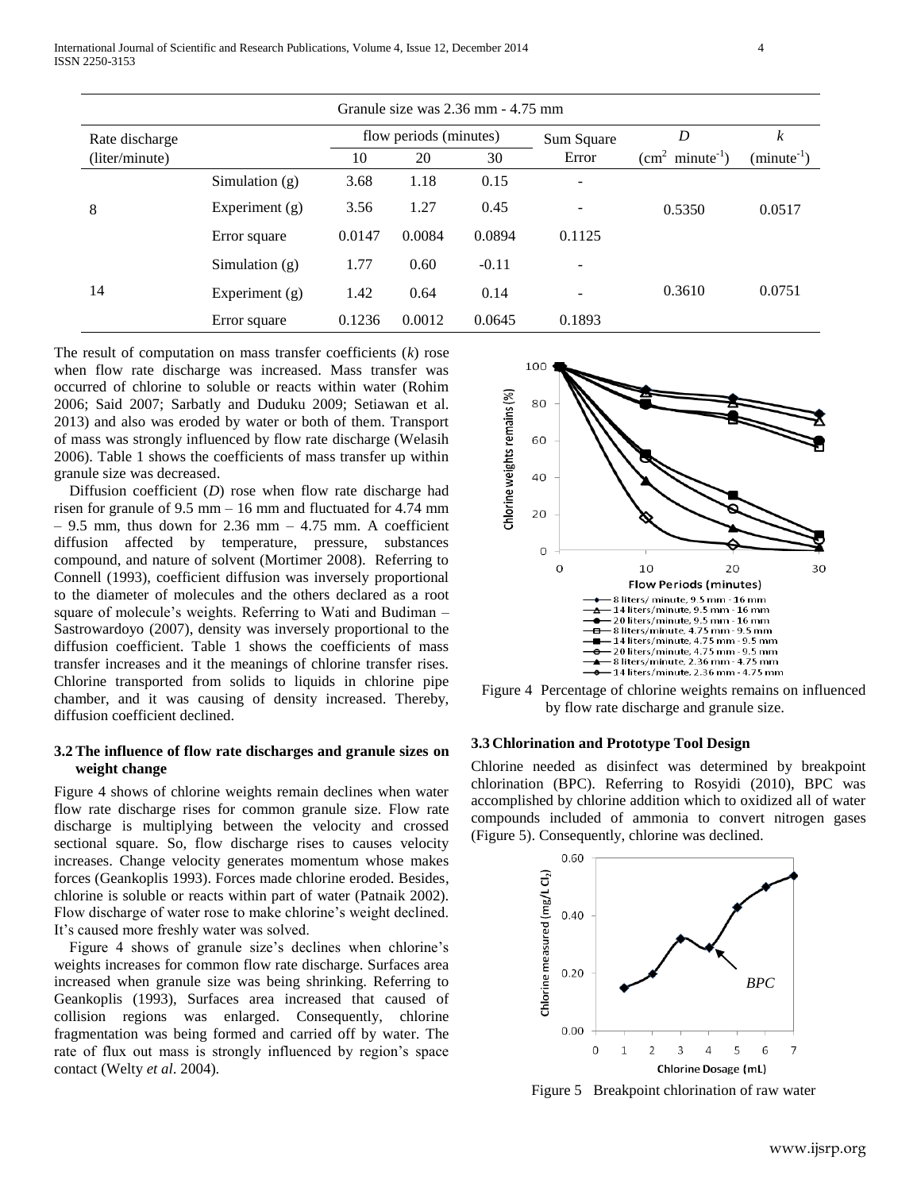| Granule size was 2.36 mm - 4.75 mm | | | | | | | |
|---|---|---|---|---|---|---|---|
| Rate discharge (liter/minute) | | flow periods (minutes) | | | Sum Square Error | $D$ ($cm^2$ $minute^{-1}$) | $k$ ($minute^{-1}$) |
| | | 10 | 20 | 30 | | | |
| 8 | Simulation (g) | 3.68 | 1.18 | 0.15 | - | | |
| | Experiment (g) | 3.56 | 1.27 | 0.45 | - | 0.5350 | 0.0517 |
| | Error square | 0.0147 | 0.0084 | 0.0894 | 0.1125 | | |
| 14 | Simulation (g) | 1.77 | 0.60 | -0.11 | - | | |
| | Experiment (g) | 1.42 | 0.64 | 0.14 | - | 0.3610 | 0.0751 |
| | Error square | 0.1236 | 0.0012 | 0.0645 | 0.1893 | | |

The result of computation on mass transfer coefficients ($k$) rose when flow rate discharge was increased. Mass transfer was occurred of chlorine to soluble or reacts within water (Rohim 2006; Said 2007; Sarbatly and Duduku 2009; Setiawan et al. 2013) and also was eroded by water or both of them. Transport of mass was strongly influenced by flow rate discharge (Welasih 2006). Table 1 shows the coefficients of mass transfer up within granule size was decreased.

Diffusion coefficient ($D$) rose when flow rate discharge had risen for granule of 9.5 mm – 16 mm and fluctuated for 4.74 mm – 9.5 mm, thus down for 2.36 mm – 4.75 mm. A coefficient diffusion affected by temperature, pressure, substances compound, and nature of solvent (Mortimer 2008). Referring to Connell (1993), coefficient diffusion was inversely proportional to the diameter of molecules and the others declared as a root square of molecule's weights. Referring to Wati and Budiman – Sastrowardoyo (2007), density was inversely proportional to the diffusion coefficient. Table 1 shows the coefficients of mass transfer increases and it the meanings of chlorine transfer rises. Chlorine transported from solids to liquids in chlorine pipe chamber, and it was causing of density increased. Thereby, diffusion coefficient declined.

### 3.2 The influence of flow rate discharges and granule sizes on weight change

Figure 4 shows of chlorine weights remain declines when water flow rate discharge rises for common granule size. Flow rate discharge is multiplying between the velocity and crossed sectional square. So, flow discharge rises to causes velocity increases. Change velocity generates momentum whose makes forces (Geankoplis 1993). Forces made chlorine eroded. Besides, chlorine is soluble or reacts within part of water (Patnaik 2002). Flow discharge of water rose to make chlorine's weight declined. It's caused more freshly water was solved.

Figure 4 shows of granule size's declines when chlorine's weights increases for common flow rate discharge. Surfaces area increased when granule size was being shrinking. Referring to Geankoplis (1993), Surfaces area increased that caused of collision regions was enlarged. Consequently, chlorine fragmentation was being formed and carried off by water. The rate of flux out mass is strongly influenced by region's space contact (Welty *et al*. 2004).

Figure 4 Percentage of chlorine weights remains on influenced by flow rate discharge and granule size.

### 3.3 Chlorination and Prototype Tool Design

Chlorine needed as disinfect was determined by breakpoint chlorination (BPC). Referring to Rosyidi (2010), BPC was accomplished by chlorine addition which to oxidized all of water compounds included of ammonia to convert nitrogen gases (Figure 5). Consequently, chlorine was declined.

Figure 5 Breakpoint chlorination of raw water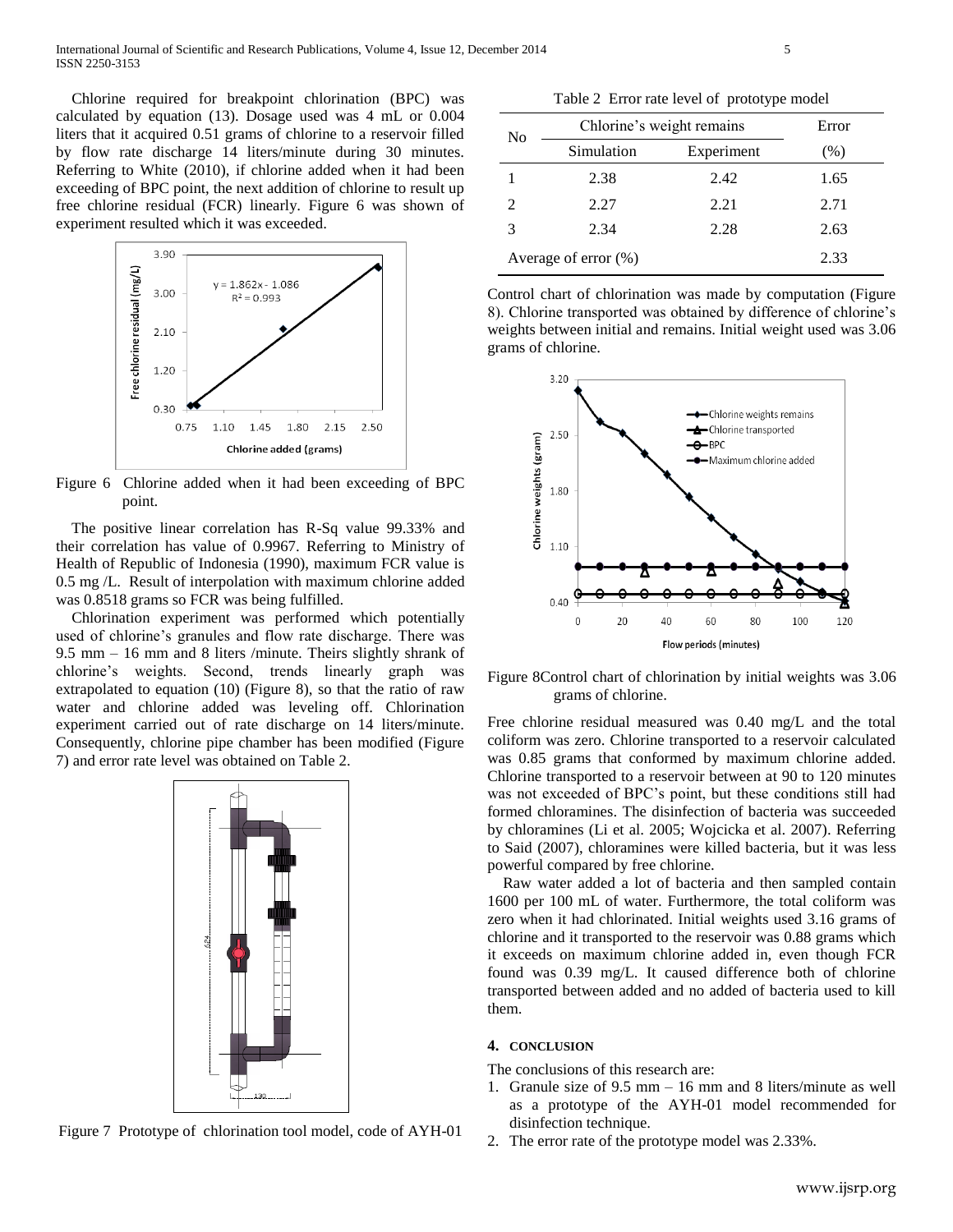Chlorine required for breakpoint chlorination (BPC) was calculated by equation (13). Dosage used was 4 mL or 0.004 liters that it acquired 0.51 grams of chlorine to a reservoir filled by flow rate discharge 14 liters/minute during 30 minutes. Referring to White (2010), if chlorine added when it had been exceeding of BPC point, the next addition of chlorine to result up free chlorine residual (FCR) linearly. Figure 6 was shown of experiment resulted which it was exceeded.

Figure 6 Chlorine added when it had been exceeding of BPC point.

The positive linear correlation has R-Sq value 99.33% and their correlation has value of 0.9967. Referring to Ministry of Health of Republic of Indonesia (1990), maximum FCR value is 0.5 mg /L. Result of interpolation with maximum chlorine added was 0.8518 grams so FCR was being fulfilled.

Chlorination experiment was performed which potentially used of chlorine's granules and flow rate discharge. There was 9.5 mm – 16 mm and 8 liters /minute. Theirs slightly shrank of chlorine's weights. Second, trends linearly graph was extrapolated to equation (10) (Figure 8), so that the ratio of raw water and chlorine added was leveling off. Chlorination experiment carried out of rate discharge on 14 liters/minute. Consequently, chlorine pipe chamber has been modified (Figure 7) and error rate level was obtained on Table 2.

Figure 7 Prototype of chlorination tool model, code of AYH-01

Table 2 Error rate level of prototype model

| No | Chlorine's weight remains | | Error |
|---|---|---|---|
| | Simulation | Experiment | (%) |
| 1 | 2.38 | 2.42 | 1.65 |
| 2 | 2.27 | 2.21 | 2.71 |
| 3 | 2.34 | 2.28 | 2.63 |
| Average of error (%) | | | 2.33 |

Control chart of chlorination was made by computation (Figure 8). Chlorine transported was obtained by difference of chlorine's weights between initial and remains. Initial weight used was 3.06 grams of chlorine.

Figure 8Control chart of chlorination by initial weights was 3.06 grams of chlorine.

Free chlorine residual measured was 0.40 mg/L and the total coliform was zero. Chlorine transported to a reservoir calculated was 0.85 grams that conformed by maximum chlorine added. Chlorine transported to a reservoir between at 90 to 120 minutes was not exceeded of BPC's point, but these conditions still had formed chloramines. The disinfection of bacteria was succeeded by chloramines (Li et al. 2005; Wojcicka et al. 2007). Referring to Said (2007), chloramines were killed bacteria, but it was less powerful compared by free chlorine.

Raw water added a lot of bacteria and then sampled contain 1600 per 100 mL of water. Furthermore, the total coliform was zero when it had chlorinated. Initial weights used 3.16 grams of chlorine and it transported to the reservoir was 0.88 grams which it exceeds on maximum chlorine added in, even though FCR found was 0.39 mg/L. It caused difference both of chlorine transported between added and no added of bacteria used to kill them.

## 4. CONCLUSION

The conclusions of this research are:

1. Granule size of 9.5 mm – 16 mm and 8 liters/minute as well as a prototype of the AYH-01 model recommended for disinfection technique.
2. The error rate of the prototype model was 2.33%.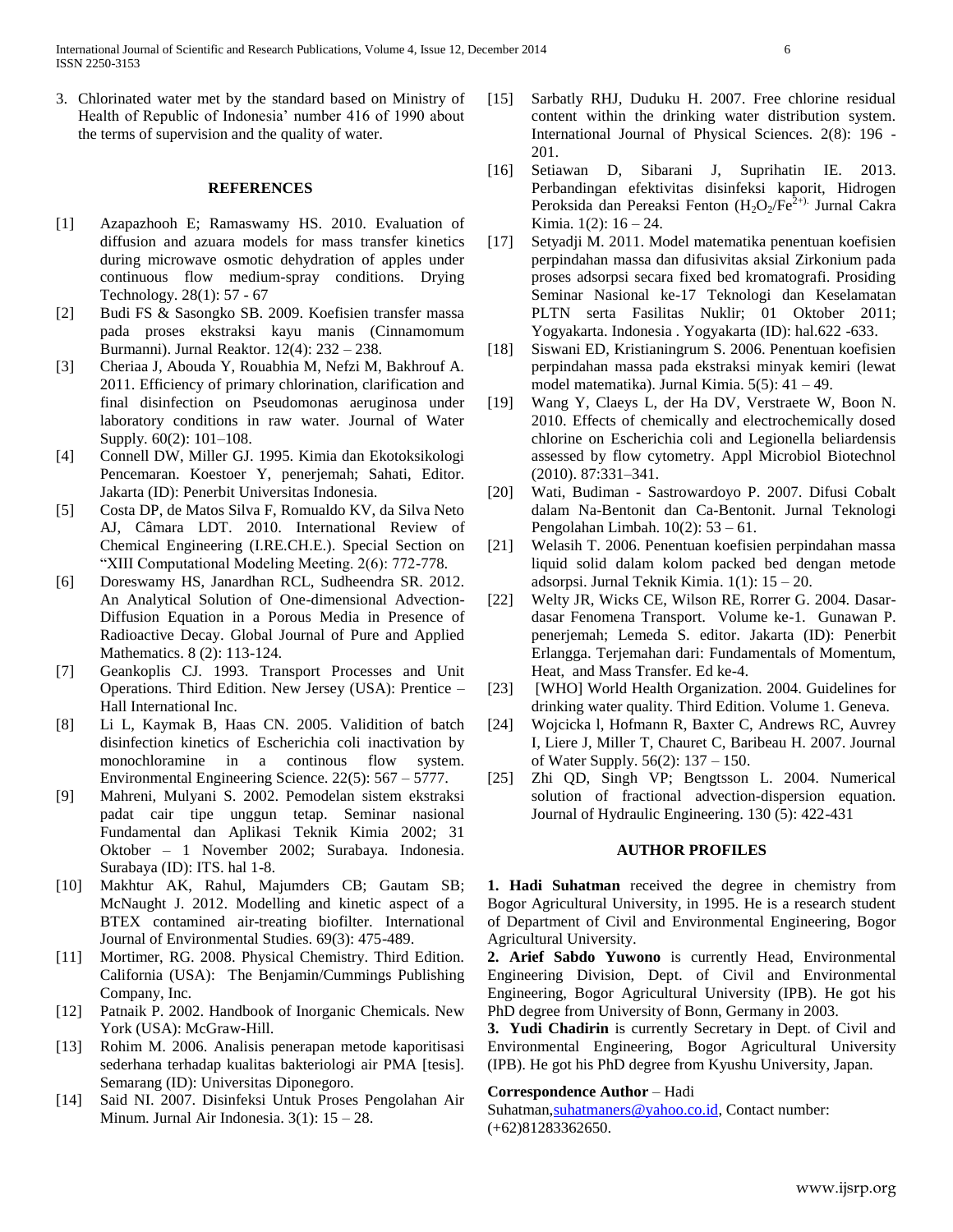3. Chlorinated water met by the standard based on Ministry of Health of Republic of Indonesia' number 416 of 1990 about the terms of supervision and the quality of water.

## REFERENCES

[1] Azapazhooh E; Ramaswamy HS. 2010. Evaluation of diffusion and azuara models for mass transfer kinetics during microwave osmotic dehydration of apples under continuous flow medium-spray conditions. Drying Technology. 28(1): 57 - 67

[2] Budi FS & Sasongko SB. 2009. Koefisien transfer massa pada proses ekstraksi kayu manis (Cinnamomum Burmanni). Jurnal Reaktor. 12(4): 232 – 238.

[3] Cheriaa J, Abouda Y, Rouabhia M, Nefzi M, Bakhrouf A. 2011. Efficiency of primary chlorination, clarification and final disinfection on Pseudomonas aeruginosa under laboratory conditions in raw water. Journal of Water Supply. 60(2): 101–108.

[4] Connell DW, Miller GJ. 1995. Kimia dan Ekotoksikologi Pencemaran. Koestoer Y, penerjemah; Sahati, Editor. Jakarta (ID): Penerbit Universitas Indonesia.

[5] Costa DP, de Matos Silva F, Romualdo KV, da Silva Neto AJ, Câmara LDT. 2010. International Review of Chemical Engineering (I.RE.CH.E.). Special Section on "XIII Computational Modeling Meeting. 2(6): 772-778.

[6] Doreswamy HS, Janardhan RCL, Sudheendra SR. 2012. An Analytical Solution of One-dimensional Advection-Diffusion Equation in a Porous Media in Presence of Radioactive Decay. Global Journal of Pure and Applied Mathematics. 8 (2): 113-124.

[7] Geankoplis CJ. 1993. Transport Processes and Unit Operations. Third Edition. New Jersey (USA): Prentice – Hall International Inc.

[8] Li L, Kaymak B, Haas CN. 2005. Validition of batch disinfection kinetics of Escherichia coli inactivation by monochloramine in a continous flow system. Environmental Engineering Science. 22(5): 567 – 5777.

[9] Mahreni, Mulyani S. 2002. Pemodelan sistem ekstraksi padat cair tipe unggun tetap. Seminar nasional Fundamental dan Aplikasi Teknik Kimia 2002; 31 Oktober – 1 November 2002; Surabaya. Indonesia. Surabaya (ID): ITS. hal 1-8.

[10] Makhtur AK, Rahul, Majumders CB; Gautam SB; McNaught J. 2012. Modelling and kinetic aspect of a BTEX contamined air-treating biofilter. International Journal of Environmental Studies. 69(3): 475-489.

[11] Mortimer, RG. 2008. Physical Chemistry. Third Edition. California (USA): The Benjamin/Cummings Publishing Company, Inc.

[12] Patnaik P. 2002. Handbook of Inorganic Chemicals. New York (USA): McGraw-Hill.

[13] Rohim M. 2006. Analisis penerapan metode kaporitisasi sederhana terhadap kualitas bakteriologi air PMA [tesis]. Semarang (ID): Universitas Diponegoro.

[14] Said NI. 2007. Disinfeksi Untuk Proses Pengolahan Air Minum. Jurnal Air Indonesia. 3(1): 15 – 28.

[15] Sarbatly RHJ, Duduku H. 2007. Free chlorine residual content within the drinking water distribution system. International Journal of Physical Sciences. 2(8): 196 - 201.

[16] Setiawan D, Sibarani J, Suprihatin IE. 2013. Perbandingan efektivitas disinfeksi kaporit, Hidrogen Peroksida dan Pereaksi Fenton ($H_2O_2/Fe^{2+}$). Jurnal Cakra Kimia. 1(2): 16 – 24.

[17] Setyadji M. 2011. Model matematika penentuan koefisien perpindahan massa dan difusivitas aksial Zirkonium pada proses adsorpsi secara fixed bed kromatografi. Prosiding Seminar Nasional ke-17 Teknologi dan Keselamatan PLTN serta Fasilitas Nuklir; 01 Oktober 2011; Yogyakarta. Indonesia . Yogyakarta (ID): hal.622 -633.

[18] Siswani ED, Kristianingrum S. 2006. Penentuan koefisien perpindahan massa pada ekstraksi minyak kemiri (lewat model matematika). Jurnal Kimia. 5(5): 41 – 49.

[19] Wang Y, Claeys L, der Ha DV, Verstraete W, Boon N. 2010. Effects of chemically and electrochemically dosed chlorine on Escherichia coli and Legionella beliardensis assessed by flow cytometry. Appl Microbiol Biotechnol (2010). 87:331–341.

[20] Wati, Budiman - Sastrowardoyo P. 2007. Difusi Cobalt dalam Na-Bentonit dan Ca-Bentonit. Jurnal Teknologi Pengolahan Limbah. 10(2): 53 – 61.

[21] Welasih T. 2006. Penentuan koefisien perpindahan massa liquid solid dalam kolom packed bed dengan metode adsorpsi. Jurnal Teknik Kimia. 1(1): 15 – 20.

[22] Welty JR, Wicks CE, Wilson RE, Rorrer G. 2004. Dasar-dasar Fenomena Transport. Volume ke-1. Gunawan P. penerjemah; Lemeda S. editor. Jakarta (ID): Penerbit Erlangga. Terjemahan dari: Fundamentals of Momentum, Heat, and Mass Transfer. Ed ke-4.

[23] [WHO] World Health Organization. 2004. Guidelines for drinking water quality. Third Edition. Volume 1. Geneva.

[24] Wojcicka l, Hofmann R, Baxter C, Andrews RC, Auvrey I, Liere J, Miller T, Chauret C, Baribeau H. 2007. Journal of Water Supply. 56(2): 137 – 150.

[25] Zhi QD, Singh VP; Bengtsson L. 2004. Numerical solution of fractional advection-dispersion equation. Journal of Hydraulic Engineering. 130 (5): 422-431

## AUTHOR PROFILES

**1. Hadi Suhatman** received the degree in chemistry from Bogor Agricultural University, in 1995. He is a research student of Department of Civil and Environmental Engineering, Bogor Agricultural University.

**2. Arief Sabdo Yuwono** is currently Head, Environmental Engineering Division, Dept. of Civil and Environmental Engineering, Bogor Agricultural University (IPB). He got his PhD degree from University of Bonn, Germany in 2003.

**3. Yudi Chadirin** is currently Secretary in Dept. of Civil and Environmental Engineering, Bogor Agricultural University (IPB). He got his PhD degree from Kyushu University, Japan.

**Correspondence Author** – Hadi Suhatman,suhatmaners@yahoo.co.id, Contact number: (+62)81283362650.